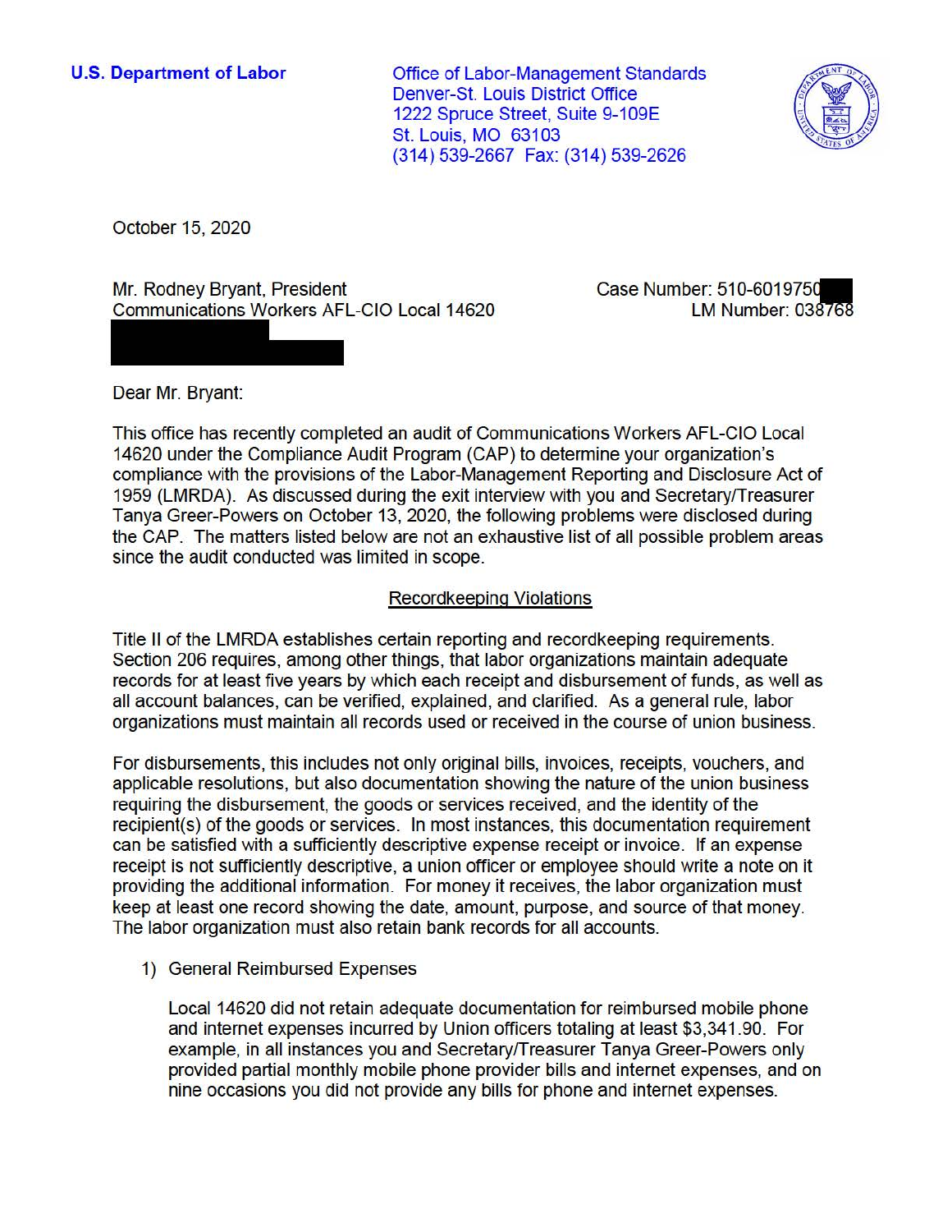**U.S. Department of Labor**

Office of Labor-Management Standards
Denver-St. Louis District Office
1222 Spruce Street, Suite 9-109E
St. Louis, MO 63103
(314) 539-2667 Fax: (314) 539-2626

October 15, 2020

Mr. Rodney Bryant, President
Communications Workers AFL-CIO Local 14620

Case Number: 510-6019750
LM Number: 038768

Dear Mr. Bryant:

This office has recently completed an audit of Communications Workers AFL-CIO Local 14620 under the Compliance Audit Program (CAP) to determine your organization's compliance with the provisions of the Labor-Management Reporting and Disclosure Act of 1959 (LMRDA). As discussed during the exit interview with you and Secretary/Treasurer Tanya Greer-Powers on October 13, 2020, the following problems were disclosed during the CAP. The matters listed below are not an exhaustive list of all possible problem areas since the audit conducted was limited in scope.

## Recordkeeping Violations

Title II of the LMRDA establishes certain reporting and recordkeeping requirements. Section 206 requires, among other things, that labor organizations maintain adequate records for at least five years by which each receipt and disbursement of funds, as well as all account balances, can be verified, explained, and clarified. As a general rule, labor organizations must maintain all records used or received in the course of union business.

For disbursements, this includes not only original bills, invoices, receipts, vouchers, and applicable resolutions, but also documentation showing the nature of the union business requiring the disbursement, the goods or services received, and the identity of the recipient(s) of the goods or services. In most instances, this documentation requirement can be satisfied with a sufficiently descriptive expense receipt or invoice. If an expense receipt is not sufficiently descriptive, a union officer or employee should write a note on it providing the additional information. For money it receives, the labor organization must keep at least one record showing the date, amount, purpose, and source of that money. The labor organization must also retain bank records for all accounts.

1) General Reimbursed Expenses

   Local 14620 did not retain adequate documentation for reimbursed mobile phone and internet expenses incurred by Union officers totaling at least $3,341.90. For example, in all instances you and Secretary/Treasurer Tanya Greer-Powers only provided partial monthly mobile phone provider bills and internet expenses, and on nine occasions you did not provide any bills for phone and internet expenses.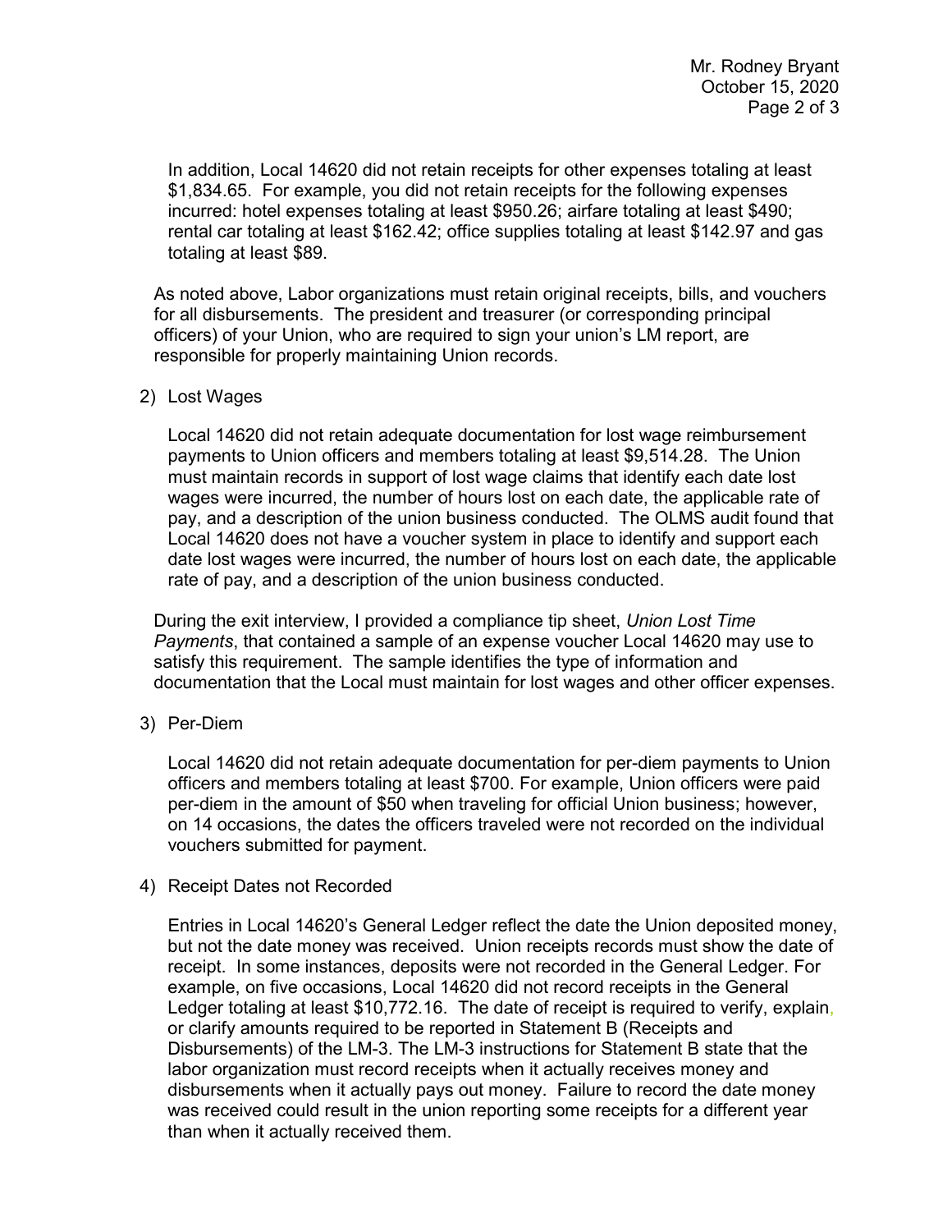In addition, Local 14620 did not retain receipts for other expenses totaling at least $1,834.65. For example, you did not retain receipts for the following expenses incurred: hotel expenses totaling at least $950.26; airfare totaling at least $490; rental car totaling at least $162.42; office supplies totaling at least $142.97 and gas totaling at least $89.

As noted above, Labor organizations must retain original receipts, bills, and vouchers for all disbursements. The president and treasurer (or corresponding principal officers) of your Union, who are required to sign your union's LM report, are responsible for properly maintaining Union records.

2) Lost Wages

   Local 14620 did not retain adequate documentation for lost wage reimbursement payments to Union officers and members totaling at least $9,514.28. The Union must maintain records in support of lost wage claims that identify each date lost wages were incurred, the number of hours lost on each date, the applicable rate of pay, and a description of the union business conducted. The OLMS audit found that Local 14620 does not have a voucher system in place to identify and support each date lost wages were incurred, the number of hours lost on each date, the applicable rate of pay, and a description of the union business conducted.

During the exit interview, I provided a compliance tip sheet, *Union Lost Time Payments*, that contained a sample of an expense voucher Local 14620 may use to satisfy this requirement. The sample identifies the type of information and documentation that the Local must maintain for lost wages and other officer expenses.

3) Per-Diem

   Local 14620 did not retain adequate documentation for per-diem payments to Union officers and members totaling at least $700. For example, Union officers were paid per-diem in the amount of $50 when traveling for official Union business; however, on 14 occasions, the dates the officers traveled were not recorded on the individual vouchers submitted for payment.

4) Receipt Dates not Recorded

   Entries in Local 14620's General Ledger reflect the date the Union deposited money, but not the date money was received. Union receipts records must show the date of receipt. In some instances, deposits were not recorded in the General Ledger. For example, on five occasions, Local 14620 did not record receipts in the General Ledger totaling at least $10,772.16. The date of receipt is required to verify, explain, or clarify amounts required to be reported in Statement B (Receipts and Disbursements) of the LM-3. The LM-3 instructions for Statement B state that the labor organization must record receipts when it actually receives money and disbursements when it actually pays out money. Failure to record the date money was received could result in the union reporting some receipts for a different year than when it actually received them.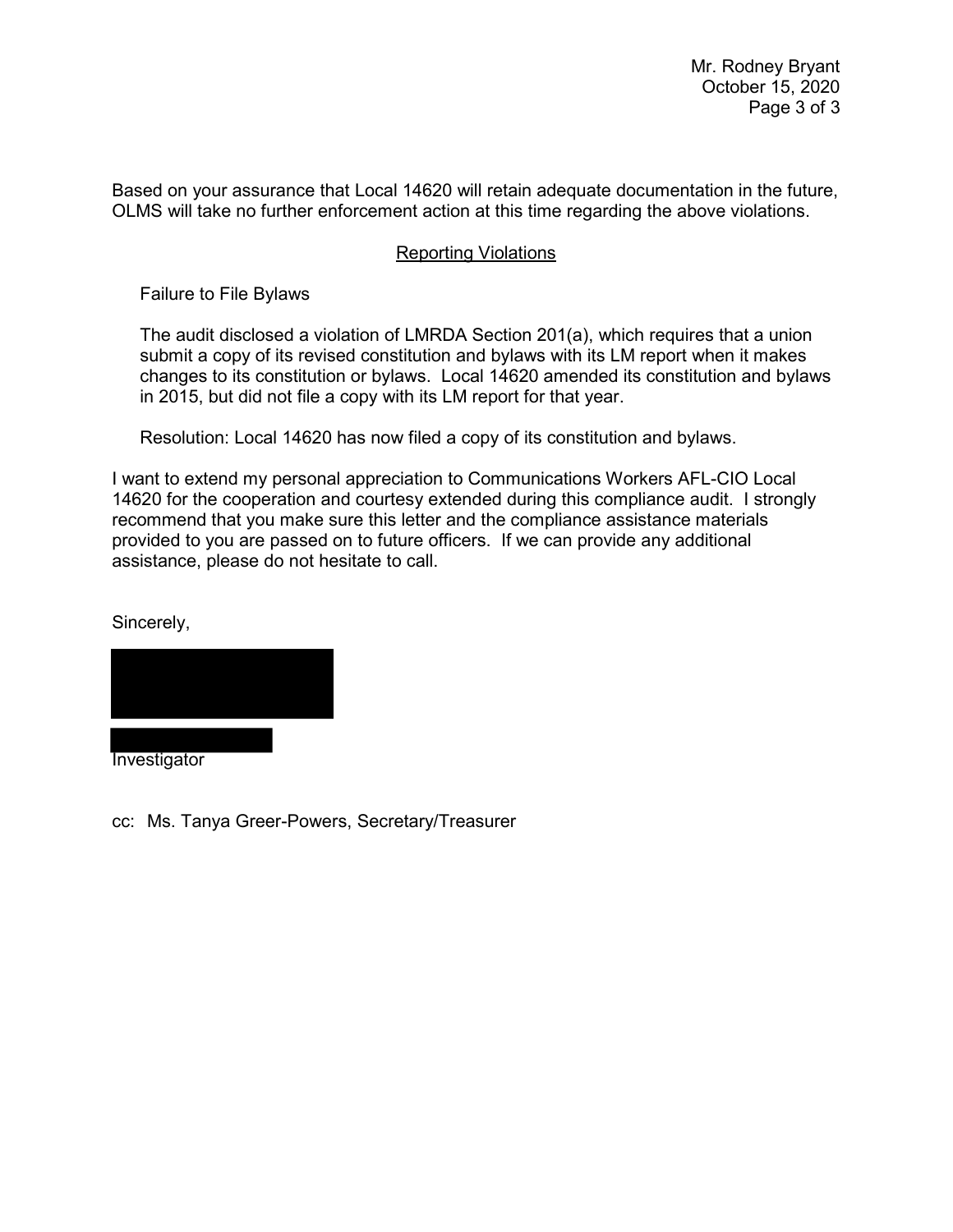Based on your assurance that Local 14620 will retain adequate documentation in the future, OLMS will take no further enforcement action at this time regarding the above violations.

## Reporting Violations

Failure to File Bylaws

The audit disclosed a violation of LMRDA Section 201(a), which requires that a union submit a copy of its revised constitution and bylaws with its LM report when it makes changes to its constitution or bylaws. Local 14620 amended its constitution and bylaws in 2015, but did not file a copy with its LM report for that year.

Resolution: Local 14620 has now filed a copy of its constitution and bylaws.

I want to extend my personal appreciation to Communications Workers AFL-CIO Local 14620 for the cooperation and courtesy extended during this compliance audit. I strongly recommend that you make sure this letter and the compliance assistance materials provided to you are passed on to future officers. If we can provide any additional assistance, please do not hesitate to call.

Sincerely,

Investigator

cc: Ms. Tanya Greer-Powers, Secretary/Treasurer